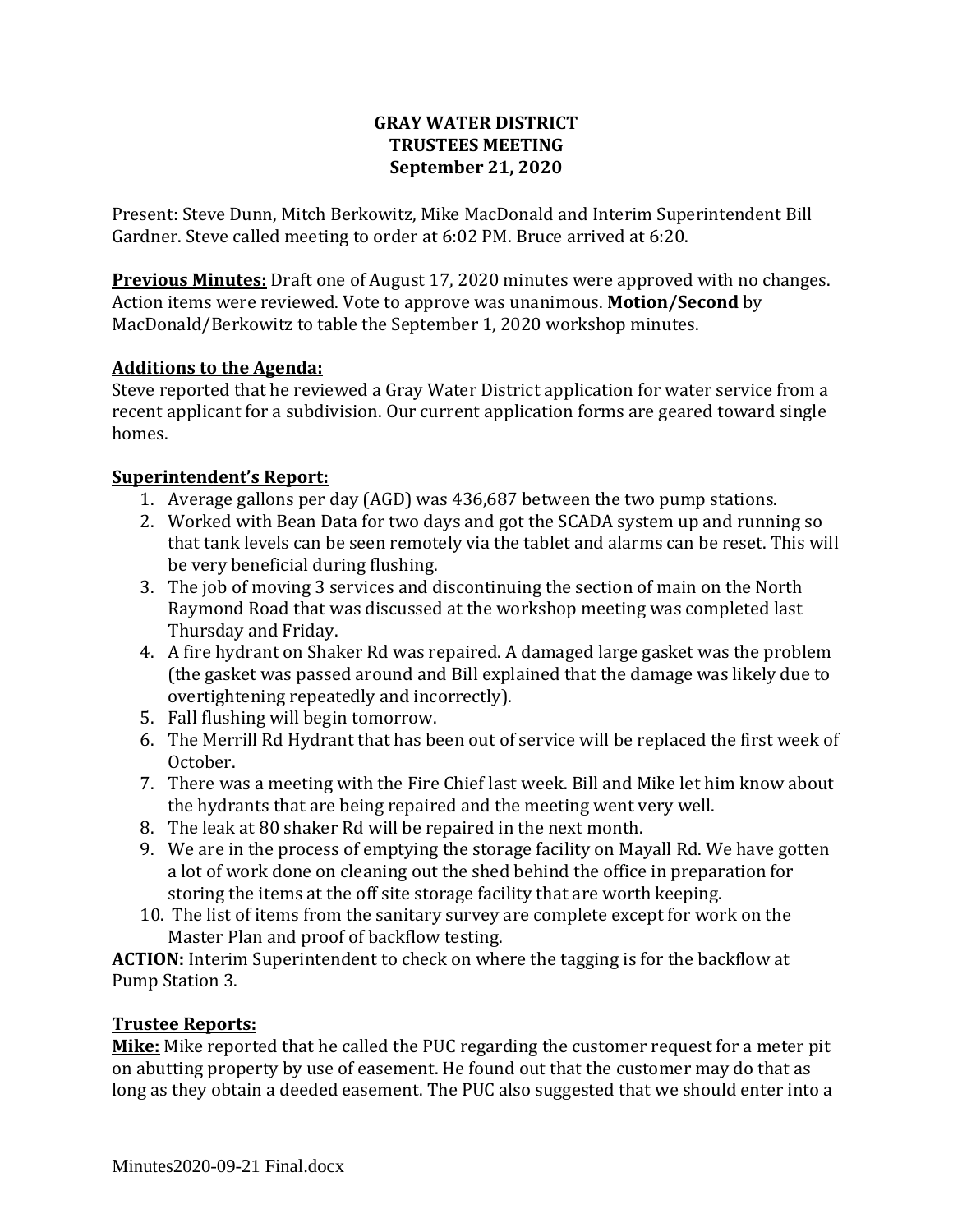**GRAY WATER DISTRICT**
**TRUSTEES MEETING**
**September 21, 2020**

Present: Steve Dunn, Mitch Berkowitz, Mike MacDonald and Interim Superintendent Bill Gardner. Steve called meeting to order at 6:02 PM. Bruce arrived at 6:20.

**Previous Minutes:** Draft one of August 17, 2020 minutes were approved with no changes. Action items were reviewed. Vote to approve was unanimous. **Motion/Second** by MacDonald/Berkowitz to table the September 1, 2020 workshop minutes.

**Additions to the Agenda:**
Steve reported that he reviewed a Gray Water District application for water service from a recent applicant for a subdivision. Our current application forms are geared toward single homes.

**Superintendent's Report:**

1. Average gallons per day (AGD) was 436,687 between the two pump stations.
2. Worked with Bean Data for two days and got the SCADA system up and running so that tank levels can be seen remotely via the tablet and alarms can be reset. This will be very beneficial during flushing.
3. The job of moving 3 services and discontinuing the section of main on the North Raymond Road that was discussed at the workshop meeting was completed last Thursday and Friday.
4. A fire hydrant on Shaker Rd was repaired. A damaged large gasket was the problem (the gasket was passed around and Bill explained that the damage was likely due to overtightening repeatedly and incorrectly).
5. Fall flushing will begin tomorrow.
6. The Merrill Rd Hydrant that has been out of service will be replaced the first week of October.
7. There was a meeting with the Fire Chief last week. Bill and Mike let him know about the hydrants that are being repaired and the meeting went very well.
8. The leak at 80 shaker Rd will be repaired in the next month.
9. We are in the process of emptying the storage facility on Mayall Rd. We have gotten a lot of work done on cleaning out the shed behind the office in preparation for storing the items at the off site storage facility that are worth keeping.
10. The list of items from the sanitary survey are complete except for work on the Master Plan and proof of backflow testing.

**ACTION:** Interim Superintendent to check on where the tagging is for the backflow at Pump Station 3.

**Trustee Reports:**
**Mike:** Mike reported that he called the PUC regarding the customer request for a meter pit on abutting property by use of easement. He found out that the customer may do that as long as they obtain a deeded easement. The PUC also suggested that we should enter into a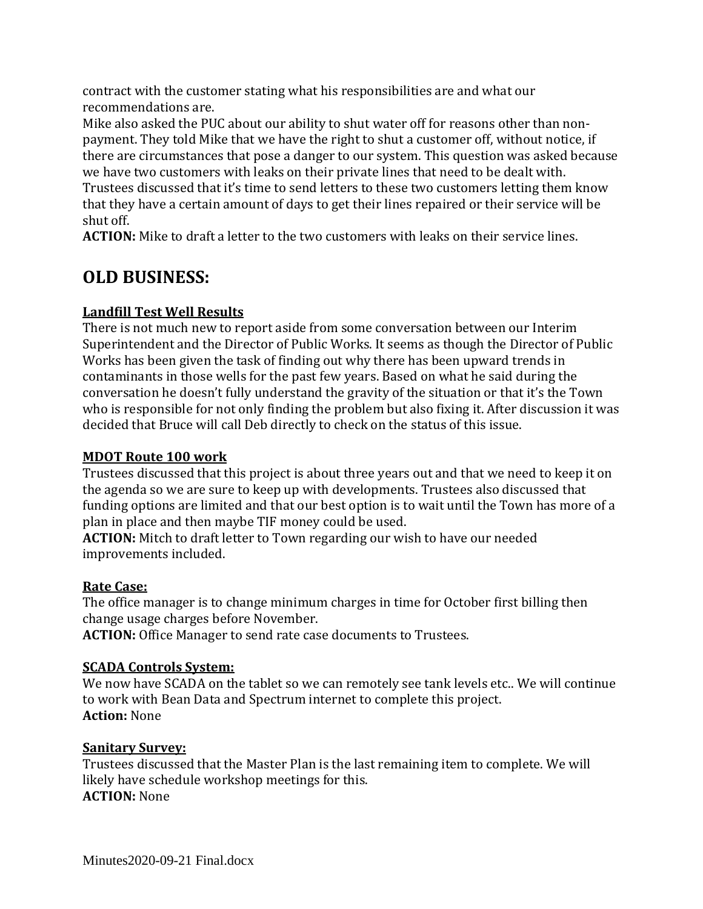contract with the customer stating what his responsibilities are and what our recommendations are.

Mike also asked the PUC about our ability to shut water off for reasons other than non-payment. They told Mike that we have the right to shut a customer off, without notice, if there are circumstances that pose a danger to our system. This question was asked because we have two customers with leaks on their private lines that need to be dealt with. Trustees discussed that it's time to send letters to these two customers letting them know that they have a certain amount of days to get their lines repaired or their service will be shut off.

**ACTION:** Mike to draft a letter to the two customers with leaks on their service lines.

## OLD BUSINESS:

**Landfill Test Well Results**

There is not much new to report aside from some conversation between our Interim Superintendent and the Director of Public Works. It seems as though the Director of Public Works has been given the task of finding out why there has been upward trends in contaminants in those wells for the past few years. Based on what he said during the conversation he doesn't fully understand the gravity of the situation or that it's the Town who is responsible for not only finding the problem but also fixing it. After discussion it was decided that Bruce will call Deb directly to check on the status of this issue.

**MDOT Route 100 work**

Trustees discussed that this project is about three years out and that we need to keep it on the agenda so we are sure to keep up with developments. Trustees also discussed that funding options are limited and that our best option is to wait until the Town has more of a plan in place and then maybe TIF money could be used.

**ACTION:** Mitch to draft letter to Town regarding our wish to have our needed improvements included.

**Rate Case:**

The office manager is to change minimum charges in time for October first billing then change usage charges before November.

**ACTION:** Office Manager to send rate case documents to Trustees.

**SCADA Controls System:**

We now have SCADA on the tablet so we can remotely see tank levels etc.. We will continue to work with Bean Data and Spectrum internet to complete this project.

**Action:** None

**Sanitary Survey:**

Trustees discussed that the Master Plan is the last remaining item to complete. We will likely have schedule workshop meetings for this.

**ACTION:** None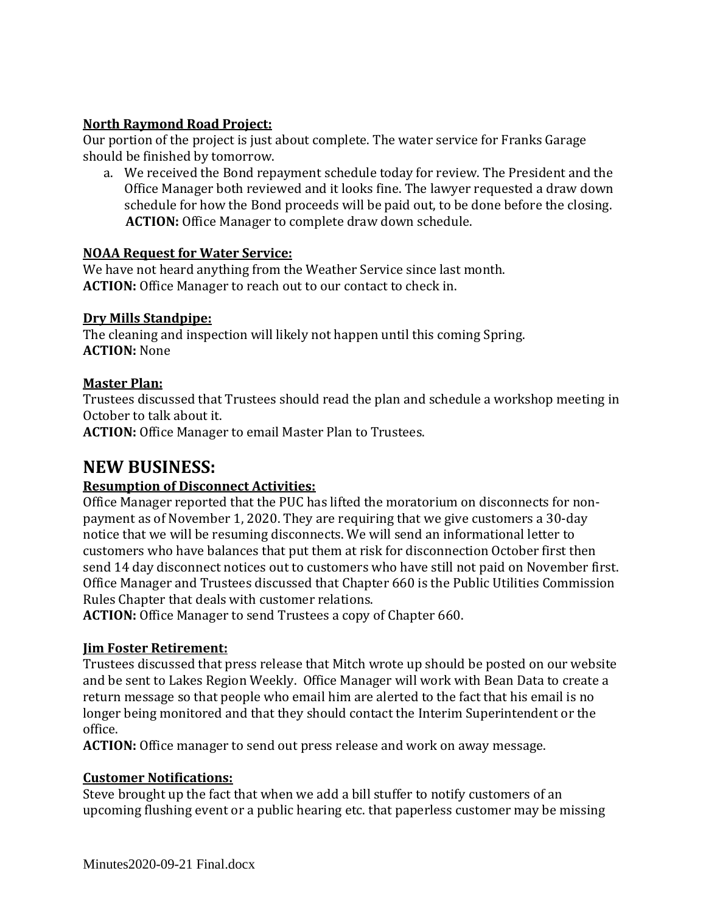**North Raymond Road Project:**

Our portion of the project is just about complete. The water service for Franks Garage should be finished by tomorrow.

a. We received the Bond repayment schedule today for review. The President and the Office Manager both reviewed and it looks fine. The lawyer requested a draw down schedule for how the Bond proceeds will be paid out, to be done before the closing.
   **ACTION:** Office Manager to complete draw down schedule.

**NOAA Request for Water Service:**

We have not heard anything from the Weather Service since last month.
**ACTION:** Office Manager to reach out to our contact to check in.

**Dry Mills Standpipe:**

The cleaning and inspection will likely not happen until this coming Spring.
**ACTION:** None

**Master Plan:**

Trustees discussed that Trustees should read the plan and schedule a workshop meeting in October to talk about it.
**ACTION:** Office Manager to email Master Plan to Trustees.

# NEW BUSINESS:

**Resumption of Disconnect Activities:**

Office Manager reported that the PUC has lifted the moratorium on disconnects for non-payment as of November 1, 2020. They are requiring that we give customers a 30-day notice that we will be resuming disconnects. We will send an informational letter to customers who have balances that put them at risk for disconnection October first then send 14 day disconnect notices out to customers who have still not paid on November first. Office Manager and Trustees discussed that Chapter 660 is the Public Utilities Commission Rules Chapter that deals with customer relations.
**ACTION:** Office Manager to send Trustees a copy of Chapter 660.

**Jim Foster Retirement:**

Trustees discussed that press release that Mitch wrote up should be posted on our website and be sent to Lakes Region Weekly. Office Manager will work with Bean Data to create a return message so that people who email him are alerted to the fact that his email is no longer being monitored and that they should contact the Interim Superintendent or the office.
**ACTION:** Office manager to send out press release and work on away message.

**Customer Notifications:**

Steve brought up the fact that when we add a bill stuffer to notify customers of an upcoming flushing event or a public hearing etc. that paperless customer may be missing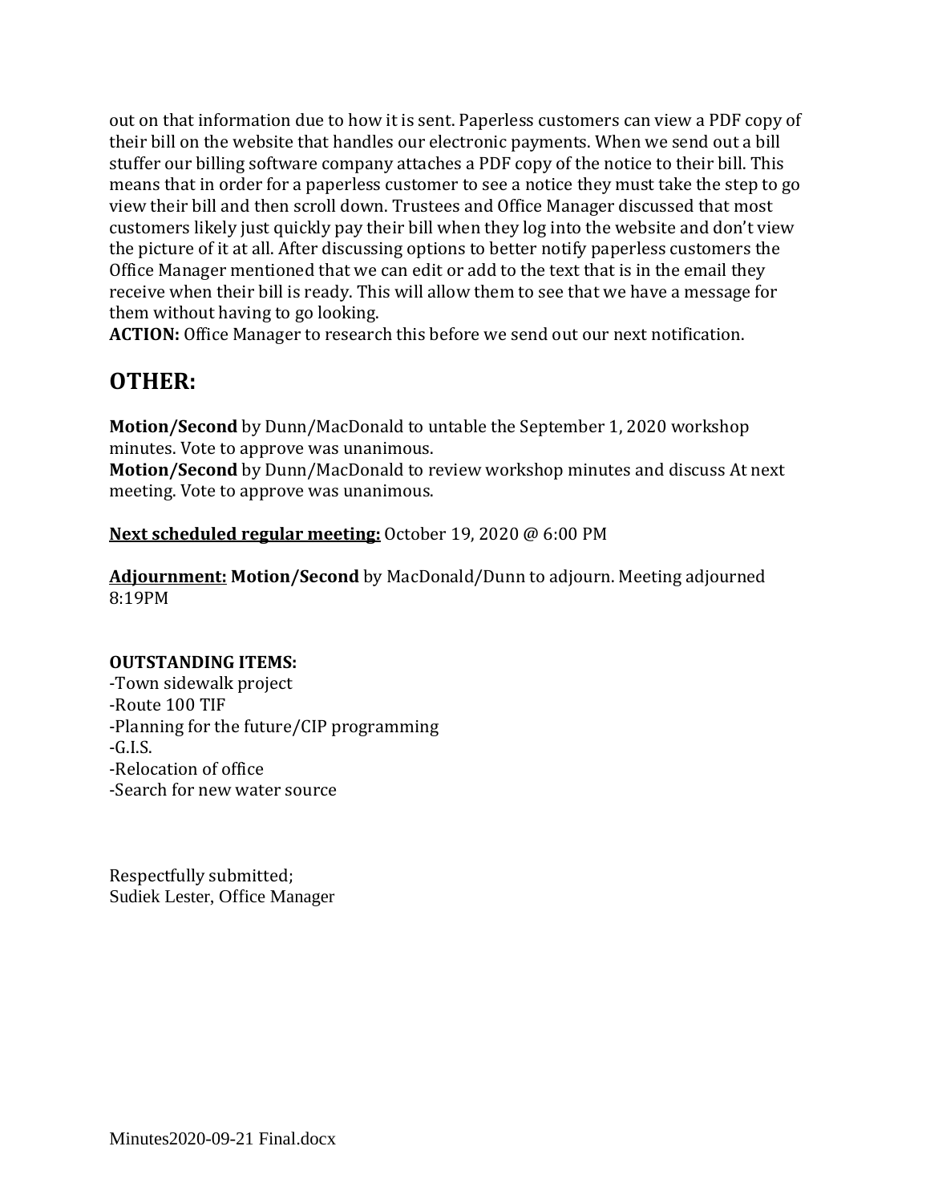out on that information due to how it is sent. Paperless customers can view a PDF copy of their bill on the website that handles our electronic payments. When we send out a bill stuffer our billing software company attaches a PDF copy of the notice to their bill. This means that in order for a paperless customer to see a notice they must take the step to go view their bill and then scroll down. Trustees and Office Manager discussed that most customers likely just quickly pay their bill when they log into the website and don't view the picture of it at all. After discussing options to better notify paperless customers the Office Manager mentioned that we can edit or add to the text that is in the email they receive when their bill is ready. This will allow them to see that we have a message for them without having to go looking.
**ACTION:** Office Manager to research this before we send out our next notification.

## OTHER:

**Motion/Second** by Dunn/MacDonald to untable the September 1, 2020 workshop minutes. Vote to approve was unanimous.
**Motion/Second** by Dunn/MacDonald to review workshop minutes and discuss At next meeting. Vote to approve was unanimous.

**Next scheduled regular meeting:** October 19, 2020 @ 6:00 PM

**Adjournment:** **Motion/Second** by MacDonald/Dunn to adjourn. Meeting adjourned 8:19PM

**OUTSTANDING ITEMS:**
-Town sidewalk project
-Route 100 TIF
-Planning for the future/CIP programming
-G.I.S.
-Relocation of office
-Search for new water source

Respectfully submitted;
Sudiek Lester, Office Manager